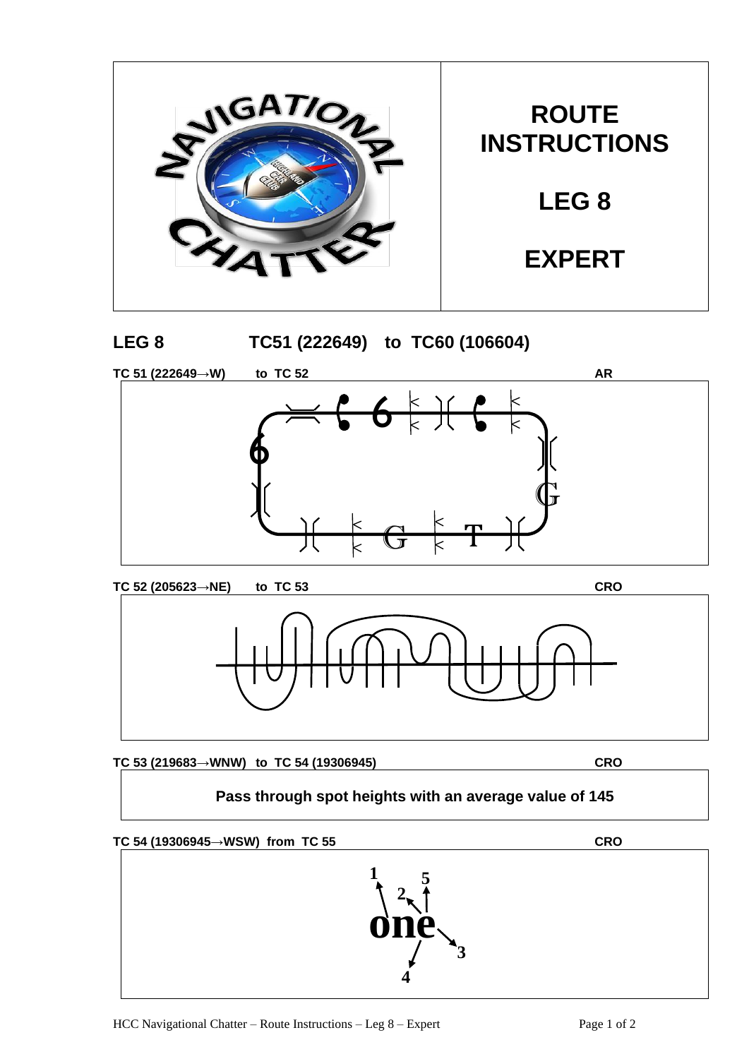# ROUTE INSTRUCTIONS

# LEG 8

# EXPERT

## LEG 8 TC51 (222649) to TC60 (106604)

**TC 51 (222649→W) to TC 52** **AR**

**TC 52 (205623→NE) to TC 53** **CRO**

**TC 53 (219683→WNW) to TC 54 (19306945)** **CRO**

**Pass through spot heights with an average value of 145**

**TC 54 (19306945→WSW) from TC 55** **CRO**

**1** **5** **2** **one** **3** **4**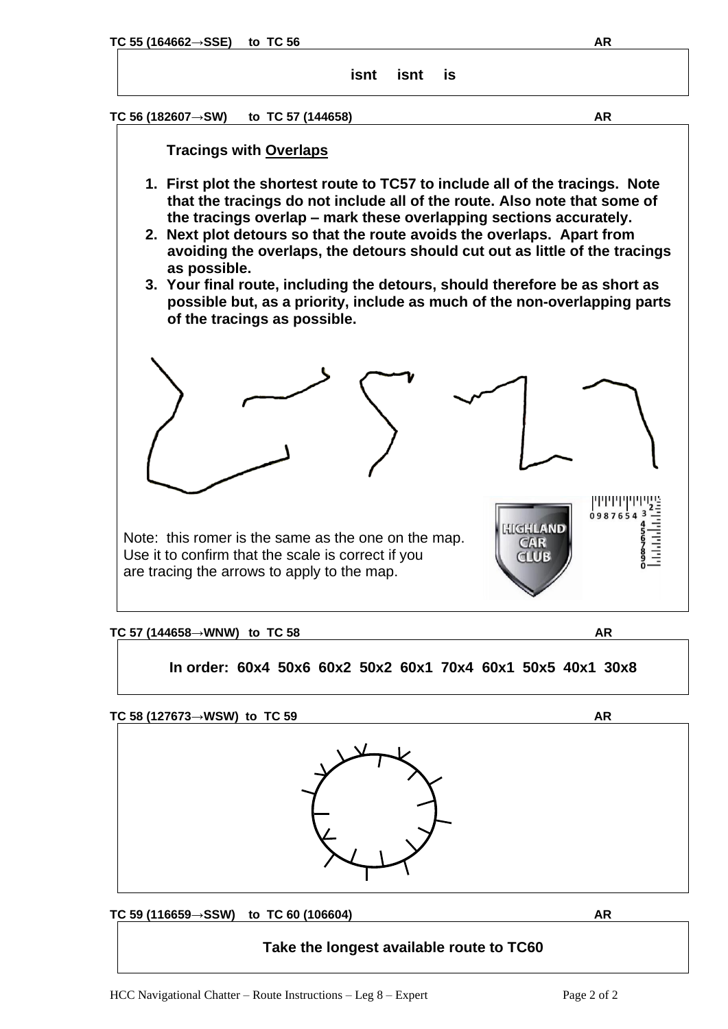**TC 55 (164662→SSE) to TC 56** **AR**

**isnt isnt is**

**TC 56 (182607→SW) to TC 57 (144658)** **AR**

**Tracings with Overlaps**

1. **First plot the shortest route to TC57 to include all of the tracings. Note that the tracings do not include all of the route. Also note that some of the tracings overlap – mark these overlapping sections accurately.**
2. **Next plot detours so that the route avoids the overlaps. Apart from avoiding the overlaps, the detours should cut out as little of the tracings as possible.**
3. **Your final route, including the detours, should therefore be as short as possible but, as a priority, include as much of the non-overlapping parts of the tracings as possible.**

0 9 8 7 6 5 4 3 2

3 4 5 6 7 8 9 0

HIGHLAND CAR CLUB

Note: this romer is the same as the one on the map. Use it to confirm that the scale is correct if you are tracing the arrows to apply to the map.

**TC 57 (144658→WNW) to TC 58** **AR**

**In order: 60x4 50x6 60x2 50x2 60x1 70x4 60x1 50x5 40x1 30x8**

**TC 58 (127673→WSW) to TC 59** **AR**

**TC 59 (116659→SSW) to TC 60 (106604)** **AR**

**Take the longest available route to TC60**